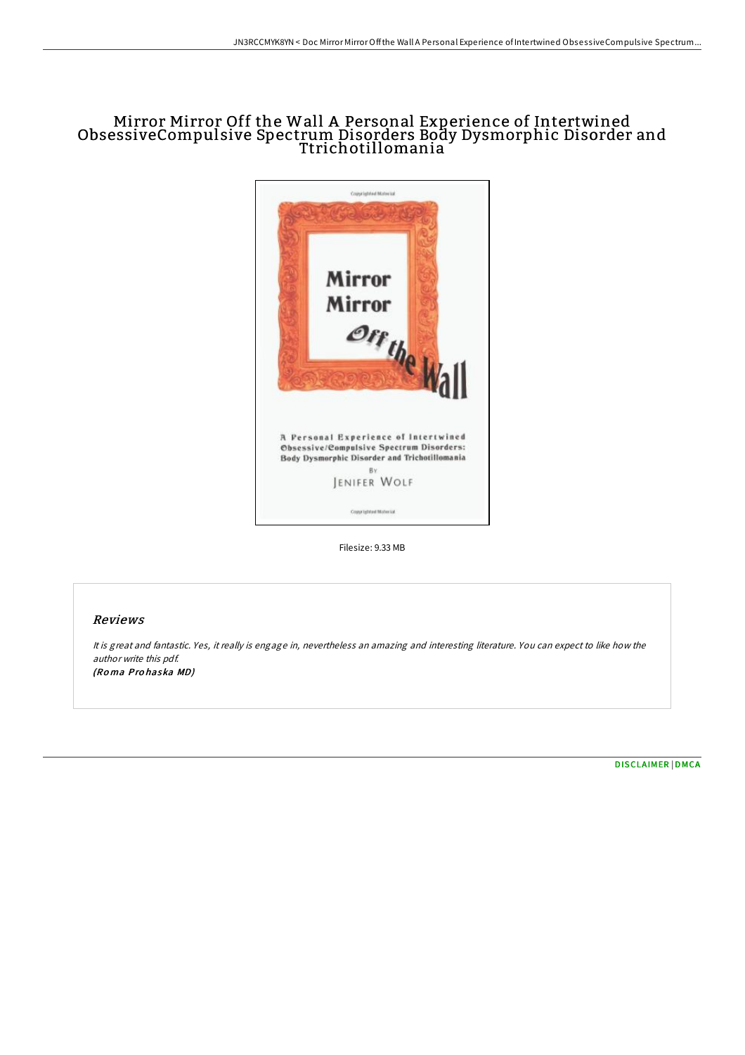# Mirror Mirror Off the Wall A Personal Experience of Intertwined ObsessiveCompulsive Spectrum Disorders Body Dysmorphic Disorder and Ttrichotillomania

Filesize: 9.33 MB

## Reviews

*It is great and fantastic. Yes, it really is engage in, nevertheless an amazing and interesting literature. You can expect to like how the author write this pdf.*
*(Roma Prohaska MD)*

DISCLAIMER | DMCA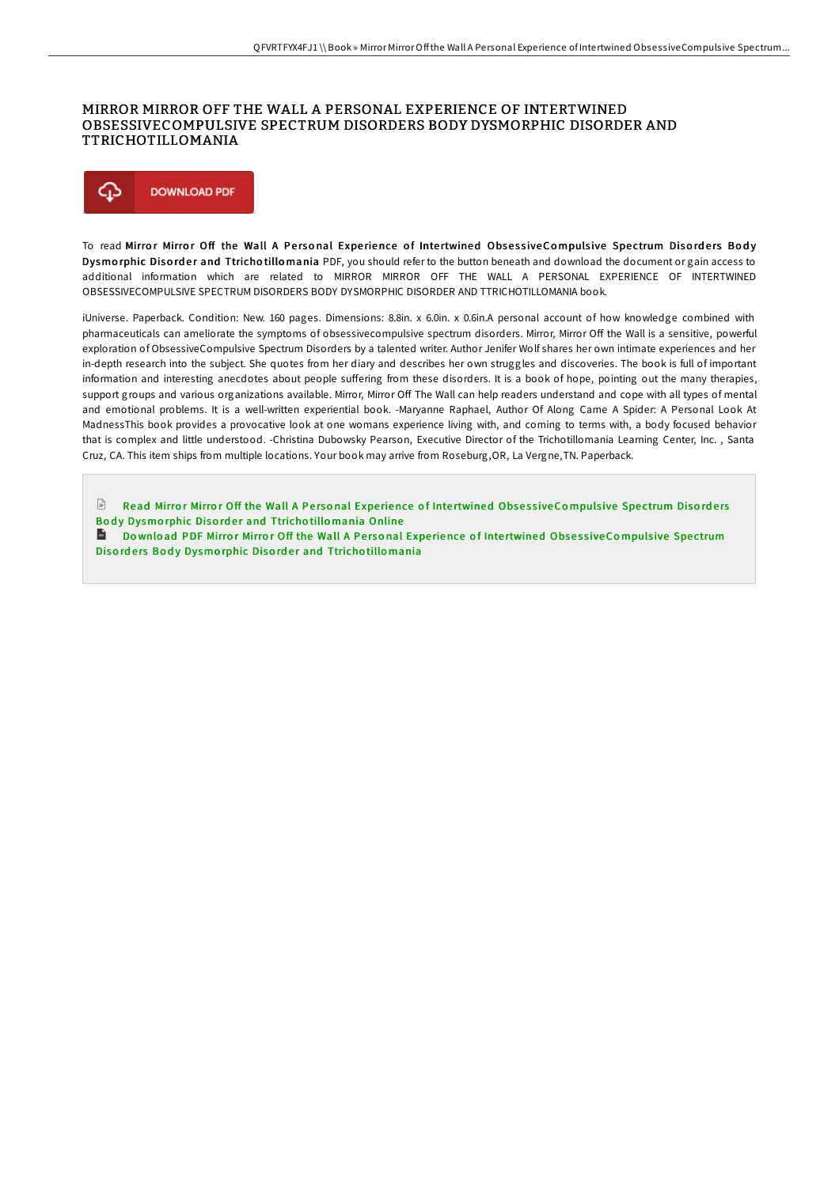# MIRROR MIRROR OFF THE WALL A PERSONAL EXPERIENCE OF INTERTWINED OBSESSIVECOMPULSIVE SPECTRUM DISORDERS BODY DYSMORPHIC DISORDER AND TTRICHOTILLOMANIA

DOWNLOAD PDF

To read **Mirror Mirror Off the Wall A Personal Experience of Intertwined ObsessiveCompulsive Spectrum Disorders Body Dysmorphic Disorder and Ttrichotillomania** PDF, you should refer to the button beneath and download the document or gain access to additional information which are related to MIRROR MIRROR OFF THE WALL A PERSONAL EXPERIENCE OF INTERTWINED OBSESSIVECOMPULSIVE SPECTRUM DISORDERS BODY DYSMORPHIC DISORDER AND TTRICHOTILLOMANIA book.

iUniverse. Paperback. Condition: New. 160 pages. Dimensions: 8.8in. x 6.0in. x 0.6in.A personal account of how knowledge combined with pharmaceuticals can ameliorate the symptoms of obsessivecompulsive spectrum disorders. Mirror, Mirror Off the Wall is a sensitive, powerful exploration of ObsessiveCompulsive Spectrum Disorders by a talented writer. Author Jenifer Wolf shares her own intimate experiences and her in-depth research into the subject. She quotes from her diary and describes her own struggles and discoveries. The book is full of important information and interesting anecdotes about people suffering from these disorders. It is a book of hope, pointing out the many therapies, support groups and various organizations available. Mirror, Mirror Off The Wall can help readers understand and cope with all types of mental and emotional problems. It is a well-written experiential book. -Maryanne Raphael, Author Of Along Came A Spider: A Personal Look At MadnessThis book provides a provocative look at one womans experience living with, and coming to terms with, a body focused behavior that is complex and little understood. -Christina Dubowsky Pearson, Executive Director of the Trichotillomania Learning Center, Inc. , Santa Cruz, CA. This item ships from multiple locations. Your book may arrive from Roseburg,OR, La Vergne,TN. Paperback.

Read Mirror Mirror Off the Wall A Personal Experience of Intertwined ObsessiveCompulsive Spectrum Disorders Body Dysmorphic Disorder and Ttrichotillomania Online

Download PDF Mirror Mirror Off the Wall A Personal Experience of Intertwined ObsessiveCompulsive Spectrum Disorders Body Dysmorphic Disorder and Ttrichotillomania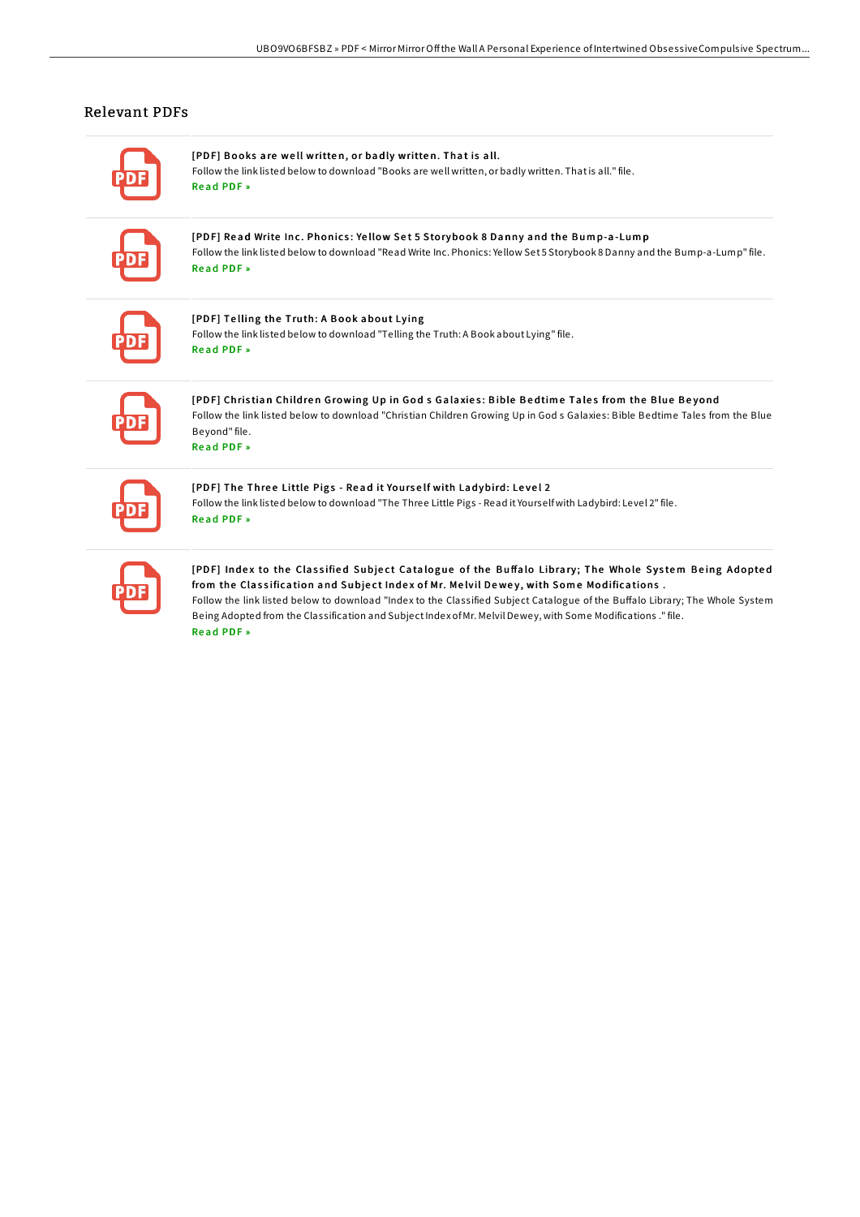## Relevant PDFs

[PDF] Books are well written, or badly written. That is all.
Follow the link listed below to download "Books are well written, or badly written. That is all." file.
Read PDF »

[PDF] Read Write Inc. Phonics: Yellow Set 5 Storybook 8 Danny and the Bump-a-Lump
Follow the link listed below to download "Read Write Inc. Phonics: Yellow Set 5 Storybook 8 Danny and the Bump-a-Lump" file.
Read PDF »

[PDF] Telling the Truth: A Book about Lying
Follow the link listed below to download "Telling the Truth: A Book about Lying" file.
Read PDF »

[PDF] Christian Children Growing Up in God s Galaxies: Bible Bedtime Tales from the Blue Beyond
Follow the link listed below to download "Christian Children Growing Up in God s Galaxies: Bible Bedtime Tales from the Blue Beyond" file.
Read PDF »

[PDF] The Three Little Pigs - Read it Yourself with Ladybird: Level 2
Follow the link listed below to download "The Three Little Pigs - Read it Yourself with Ladybird: Level 2" file.
Read PDF »

[PDF] Index to the Classified Subject Catalogue of the Buffalo Library; The Whole System Being Adopted from the Classification and Subject Index of Mr. Melvil Dewey, with Some Modifications .
Follow the link listed below to download "Index to the Classified Subject Catalogue of the Buffalo Library; The Whole System Being Adopted from the Classification and Subject Index of Mr. Melvil Dewey, with Some Modifications ." file.
Read PDF »